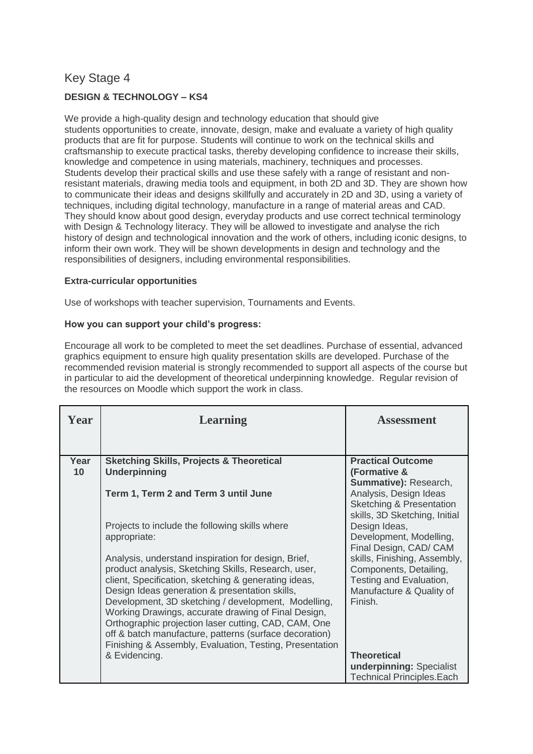# Key Stage 4

**DESIGN & TECHNOLOGY – KS4**

We provide a high-quality design and technology education that should give students opportunities to create, innovate, design, make and evaluate a variety of high quality products that are fit for purpose. Students will continue to work on the technical skills and craftsmanship to execute practical tasks, thereby developing confidence to increase their skills, knowledge and competence in using materials, machinery, techniques and processes. Students develop their practical skills and use these safely with a range of resistant and non-resistant materials, drawing media tools and equipment, in both 2D and 3D. They are shown how to communicate their ideas and designs skillfully and accurately in 2D and 3D, using a variety of techniques, including digital technology, manufacture in a range of material areas and CAD. They should know about good design, everyday products and use correct technical terminology with Design & Technology literacy. They will be allowed to investigate and analyse the rich history of design and technological innovation and the work of others, including iconic designs, to inform their own work. They will be shown developments in design and technology and the responsibilities of designers, including environmental responsibilities.

**Extra-curricular opportunities**

Use of workshops with teacher supervision, Tournaments and Events.

**How you can support your child's progress:**

Encourage all work to be completed to meet the set deadlines. Purchase of essential, advanced graphics equipment to ensure high quality presentation skills are developed. Purchase of the recommended revision material is strongly recommended to support all aspects of the course but in particular to aid the development of theoretical underpinning knowledge. Regular revision of the resources on Moodle which support the work in class.

| Year | Learning | Assessment |
|---|---|---|
| **Year 10** | **Sketching Skills, Projects & Theoretical Underpinning**<br><br>**Term 1, Term 2 and Term 3 until June**<br><br>Projects to include the following skills where appropriate:<br><br>Analysis, understand inspiration for design, Brief, product analysis, Sketching Skills, Research, user, client, Specification, sketching & generating ideas, Design Ideas generation & presentation skills, Development, 3D sketching / development, Modelling, Working Drawings, accurate drawing of Final Design, Orthographic projection laser cutting, CAD, CAM, One off & batch manufacture, patterns (surface decoration) Finishing & Assembly, Evaluation, Testing, Presentation & Evidencing. | **Practical Outcome (Formative & Summative):** Research, Analysis, Design Ideas Sketching & Presentation skills, 3D Sketching, Initial Design Ideas, Development, Modelling, Final Design, CAD/ CAM skills, Finishing, Assembly, Components, Detailing, Testing and Evaluation, Manufacture & Quality of Finish.<br><br>**Theoretical underpinning:** Specialist Technical Principles.Each |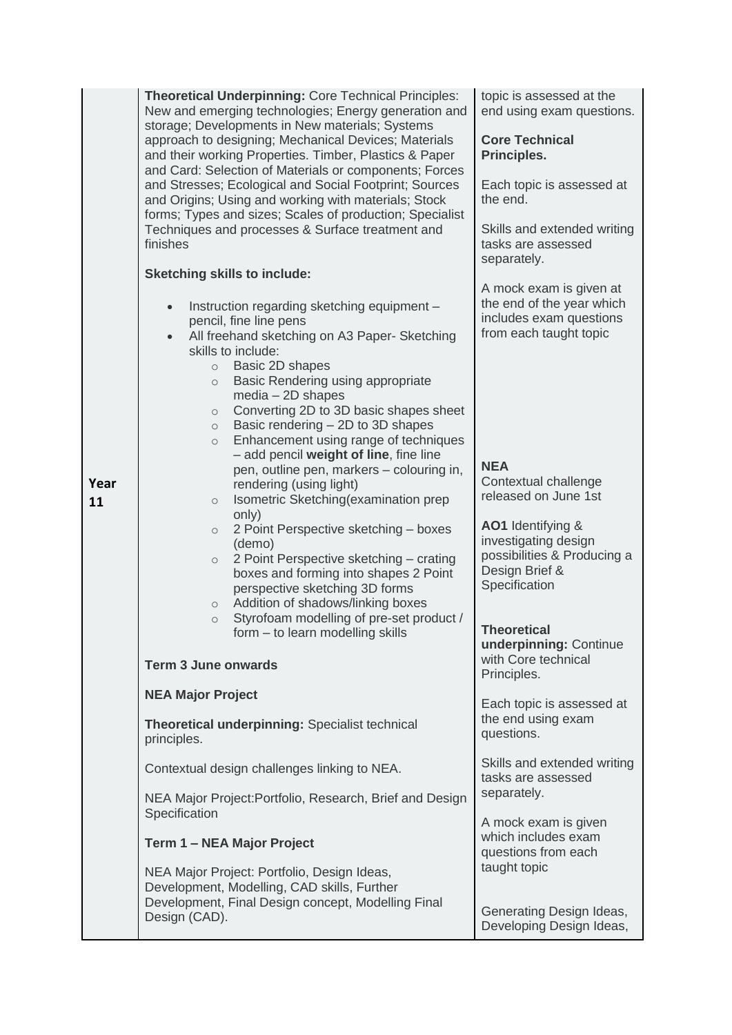| | | |
|---|---|---|
| **Year 11** | **Theoretical Underpinning:** Core Technical Principles: New and emerging technologies; Energy generation and storage; Developments in New materials; Systems approach to designing; Mechanical Devices; Materials and their working Properties. Timber, Plastics & Paper and Card: Selection of Materials or components; Forces and Stresses; Ecological and Social Footprint; Sources and Origins; Using and working with materials; Stock forms; Types and sizes; Scales of production; Specialist Techniques and processes & Surface treatment and finishes<br><br>**Sketching skills to include:**<br><br>• Instruction regarding sketching equipment – pencil, fine line pens<br>• All freehand sketching on A3 Paper- Sketching skills to include:<br>&nbsp;&nbsp;&nbsp;&nbsp;○ Basic 2D shapes<br>&nbsp;&nbsp;&nbsp;&nbsp;○ Basic Rendering using appropriate media – 2D shapes<br>&nbsp;&nbsp;&nbsp;&nbsp;○ Converting 2D to 3D basic shapes sheet<br>&nbsp;&nbsp;&nbsp;&nbsp;○ Basic rendering – 2D to 3D shapes<br>&nbsp;&nbsp;&nbsp;&nbsp;○ Enhancement using range of techniques – add pencil **weight of line**, fine line pen, outline pen, markers – colouring in, rendering (using light)<br>&nbsp;&nbsp;&nbsp;&nbsp;○ Isometric Sketching(examination prep only)<br>&nbsp;&nbsp;&nbsp;&nbsp;○ 2 Point Perspective sketching – boxes (demo)<br>&nbsp;&nbsp;&nbsp;&nbsp;○ 2 Point Perspective sketching – crating boxes and forming into shapes 2 Point perspective sketching 3D forms<br>&nbsp;&nbsp;&nbsp;&nbsp;○ Addition of shadows/linking boxes<br>&nbsp;&nbsp;&nbsp;&nbsp;○ Styrofoam modelling of pre-set product / form – to learn modelling skills<br><br>**Term 3 June onwards**<br><br>**NEA Major Project**<br><br>**Theoretical underpinning:** Specialist technical principles.<br><br>Contextual design challenges linking to NEA.<br><br>NEA Major Project:Portfolio, Research, Brief and Design Specification<br><br>**Term 1 – NEA Major Project**<br><br>NEA Major Project: Portfolio, Design Ideas, Development, Modelling, CAD skills, Further Development, Final Design concept, Modelling Final Design (CAD). | topic is assessed at the end using exam questions.<br><br>**Core Technical Principles.**<br><br>Each topic is assessed at the end.<br><br>Skills and extended writing tasks are assessed separately.<br><br>A mock exam is given at the end of the year which includes exam questions from each taught topic<br><br>**NEA**<br>Contextual challenge released on June 1st<br><br>**AO1** Identifying & investigating design possibilities & Producing a Design Brief & Specification<br><br>**Theoretical underpinning:** Continue with Core technical Principles.<br><br>Each topic is assessed at the end using exam questions.<br><br>Skills and extended writing tasks are assessed separately.<br><br>A mock exam is given which includes exam questions from each taught topic<br><br>Generating Design Ideas, Developing Design Ideas, |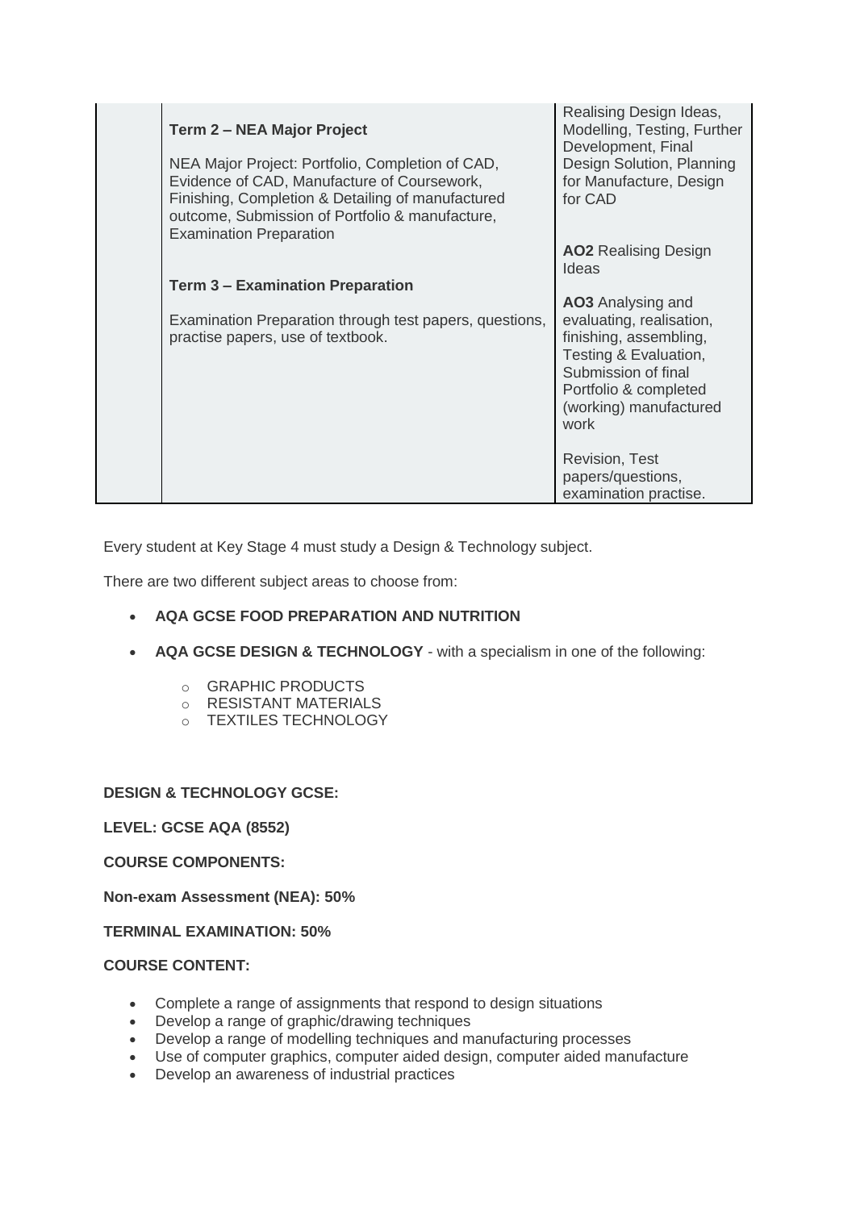| | | |
|---|---|---|
| | **Term 2 – NEA Major Project**<br><br>NEA Major Project: Portfolio, Completion of CAD, Evidence of CAD, Manufacture of Coursework, Finishing, Completion & Detailing of manufactured outcome, Submission of Portfolio & manufacture, Examination Preparation<br><br>**Term 3 – Examination Preparation**<br><br>Examination Preparation through test papers, questions, practise papers, use of textbook. | Realising Design Ideas, Modelling, Testing, Further Development, Final Design Solution, Planning for Manufacture, Design for CAD<br><br>**AO2** Realising Design Ideas<br><br>**AO3** Analysing and evaluating, realisation, finishing, assembling, Testing & Evaluation, Submission of final Portfolio & completed (working) manufactured work<br><br>Revision, Test papers/questions, examination practise. |

Every student at Key Stage 4 must study a Design & Technology subject.

There are two different subject areas to choose from:

- **AQA GCSE FOOD PREPARATION AND NUTRITION**
- **AQA GCSE DESIGN & TECHNOLOGY** - with a specialism in one of the following:
    - GRAPHIC PRODUCTS
    - RESISTANT MATERIALS
    - TEXTILES TECHNOLOGY

**DESIGN & TECHNOLOGY GCSE:**

**LEVEL: GCSE AQA (8552)**

**COURSE COMPONENTS:**

**Non-exam Assessment (NEA): 50%**

**TERMINAL EXAMINATION: 50%**

**COURSE CONTENT:**

- Complete a range of assignments that respond to design situations
- Develop a range of graphic/drawing techniques
- Develop a range of modelling techniques and manufacturing processes
- Use of computer graphics, computer aided design, computer aided manufacture
- Develop an awareness of industrial practices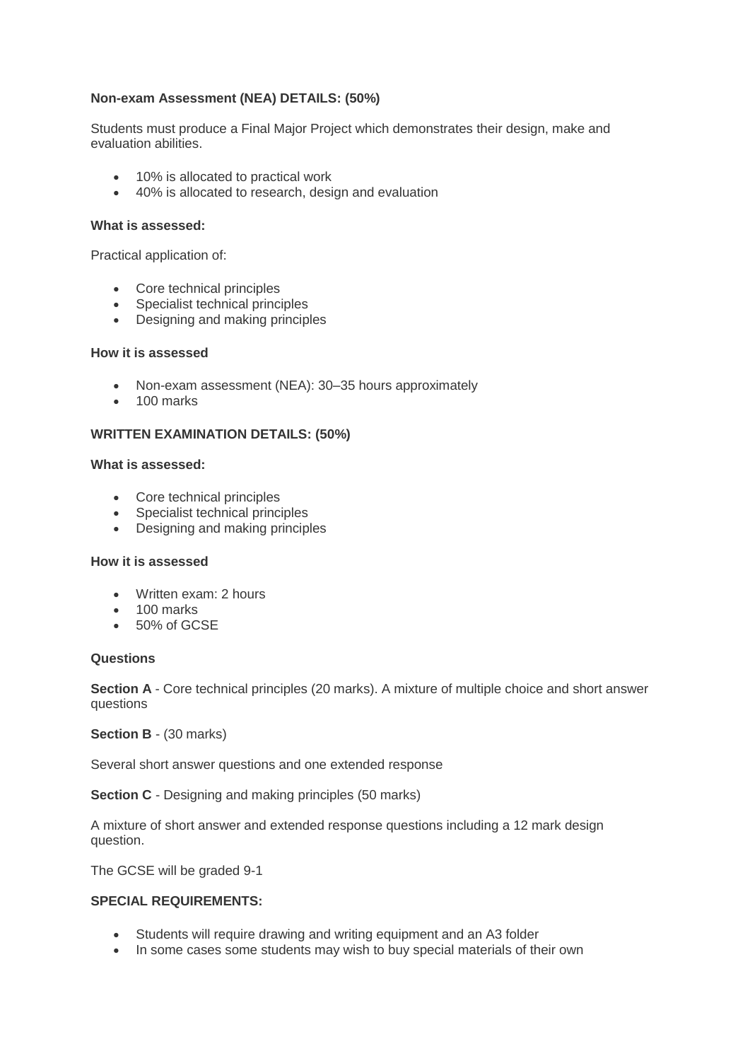**Non-exam Assessment (NEA) DETAILS: (50%)**

Students must produce a Final Major Project which demonstrates their design, make and evaluation abilities.

- 10% is allocated to practical work
- 40% is allocated to research, design and evaluation

**What is assessed:**

Practical application of:

- Core technical principles
- Specialist technical principles
- Designing and making principles

**How it is assessed**

- Non-exam assessment (NEA): 30–35 hours approximately
- 100 marks

**WRITTEN EXAMINATION DETAILS: (50%)**

**What is assessed:**

- Core technical principles
- Specialist technical principles
- Designing and making principles

**How it is assessed**

- Written exam: 2 hours
- 100 marks
- 50% of GCSE

**Questions**

**Section A** - Core technical principles (20 marks). A mixture of multiple choice and short answer questions

**Section B** - (30 marks)

Several short answer questions and one extended response

**Section C** - Designing and making principles (50 marks)

A mixture of short answer and extended response questions including a 12 mark design question.

The GCSE will be graded 9-1

**SPECIAL REQUIREMENTS:**

- Students will require drawing and writing equipment and an A3 folder
- In some cases some students may wish to buy special materials of their own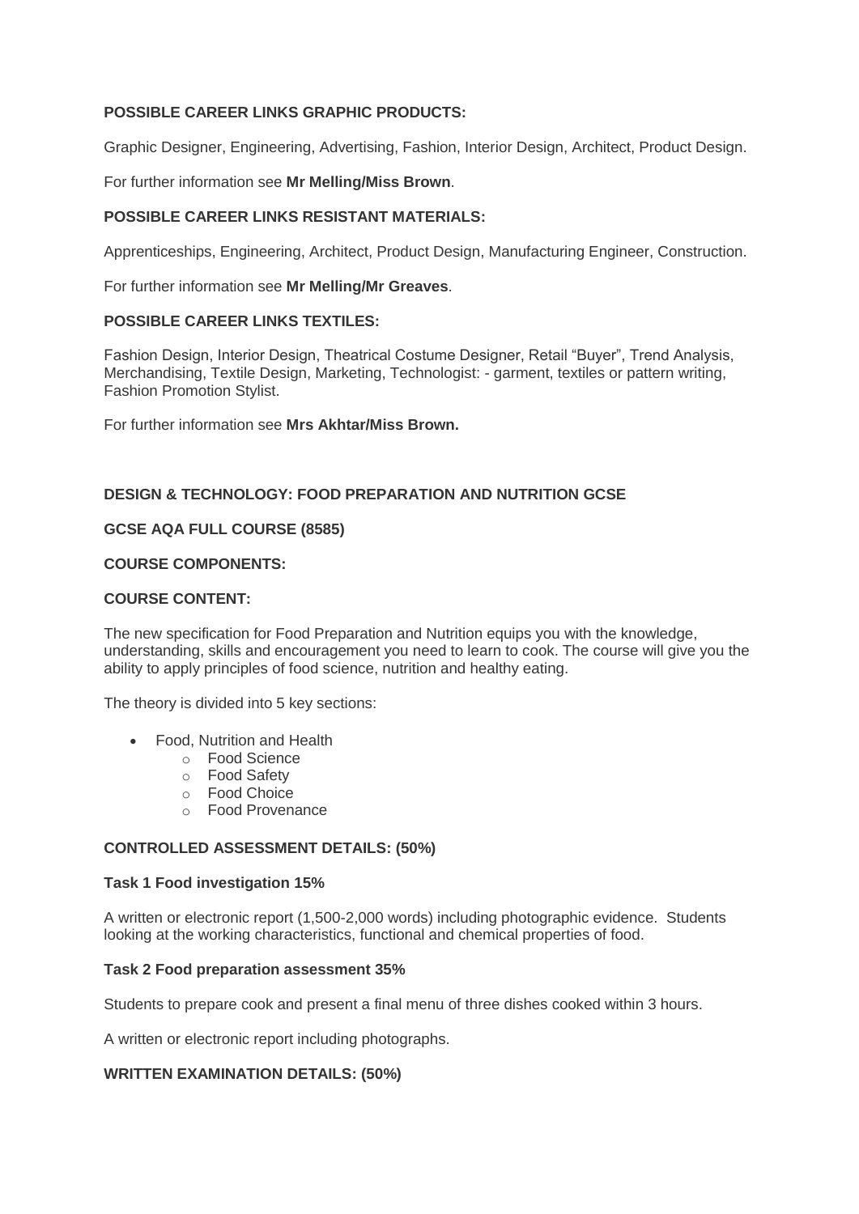**POSSIBLE CAREER LINKS GRAPHIC PRODUCTS:**

Graphic Designer, Engineering, Advertising, Fashion, Interior Design, Architect, Product Design.

For further information see **Mr Melling/Miss Brown**.

**POSSIBLE CAREER LINKS RESISTANT MATERIALS:**

Apprenticeships, Engineering, Architect, Product Design, Manufacturing Engineer, Construction.

For further information see **Mr Melling/Mr Greaves**.

**POSSIBLE CAREER LINKS TEXTILES:**

Fashion Design, Interior Design, Theatrical Costume Designer, Retail "Buyer", Trend Analysis, Merchandising, Textile Design, Marketing, Technologist: - garment, textiles or pattern writing, Fashion Promotion Stylist.

For further information see **Mrs Akhtar/Miss Brown.**

**DESIGN & TECHNOLOGY: FOOD PREPARATION AND NUTRITION GCSE**

**GCSE AQA FULL COURSE (8585)**

**COURSE COMPONENTS:**

**COURSE CONTENT:**

The new specification for Food Preparation and Nutrition equips you with the knowledge, understanding, skills and encouragement you need to learn to cook. The course will give you the ability to apply principles of food science, nutrition and healthy eating.

The theory is divided into 5 key sections:

- Food, Nutrition and Health
    - Food Science
    - Food Safety
    - Food Choice
    - Food Provenance

**CONTROLLED ASSESSMENT DETAILS: (50%)**

**Task 1 Food investigation 15%**

A written or electronic report (1,500-2,000 words) including photographic evidence. Students looking at the working characteristics, functional and chemical properties of food.

**Task 2 Food preparation assessment 35%**

Students to prepare cook and present a final menu of three dishes cooked within 3 hours.

A written or electronic report including photographs.

**WRITTEN EXAMINATION DETAILS: (50%)**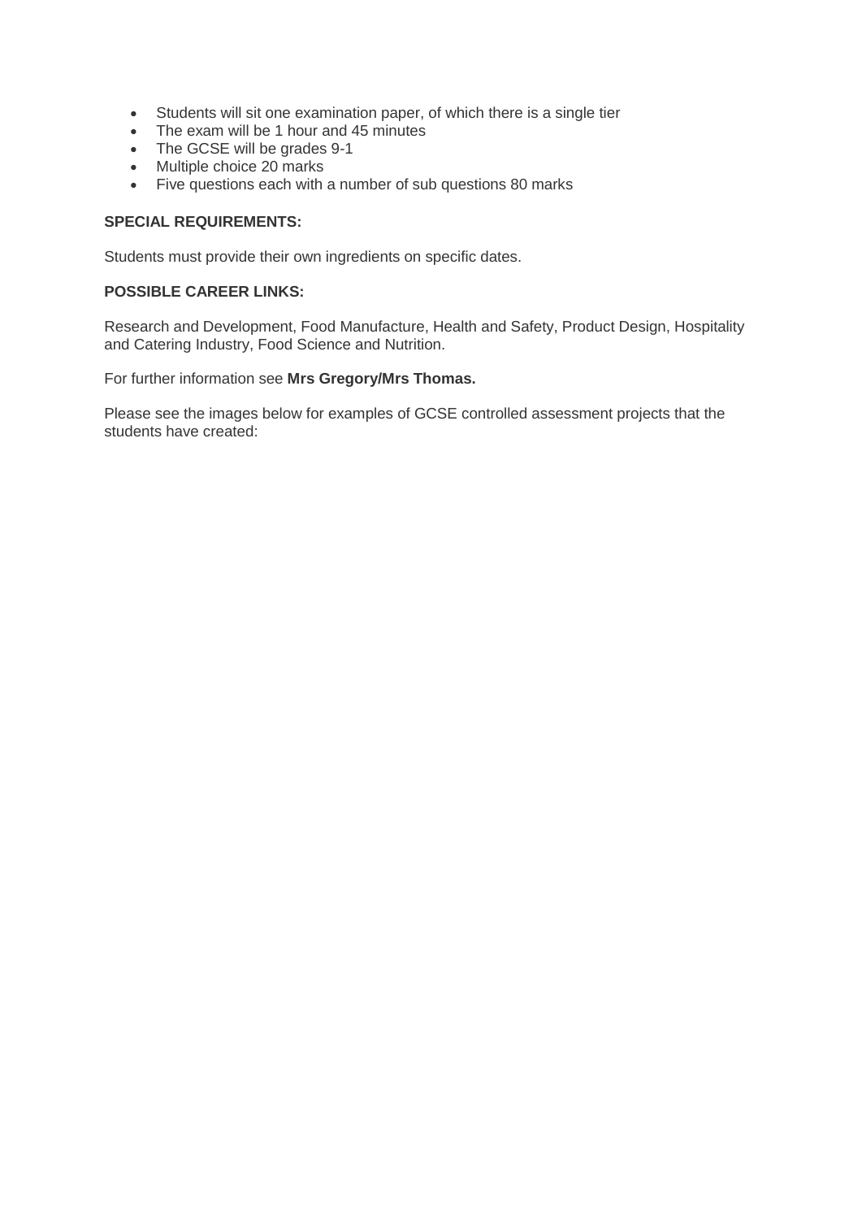- Students will sit one examination paper, of which there is a single tier
- The exam will be 1 hour and 45 minutes
- The GCSE will be grades 9-1
- Multiple choice 20 marks
- Five questions each with a number of sub questions 80 marks

**SPECIAL REQUIREMENTS:**

Students must provide their own ingredients on specific dates.

**POSSIBLE CAREER LINKS:**

Research and Development, Food Manufacture, Health and Safety, Product Design, Hospitality and Catering Industry, Food Science and Nutrition.

For further information see **Mrs Gregory/Mrs Thomas.**

Please see the images below for examples of GCSE controlled assessment projects that the students have created: